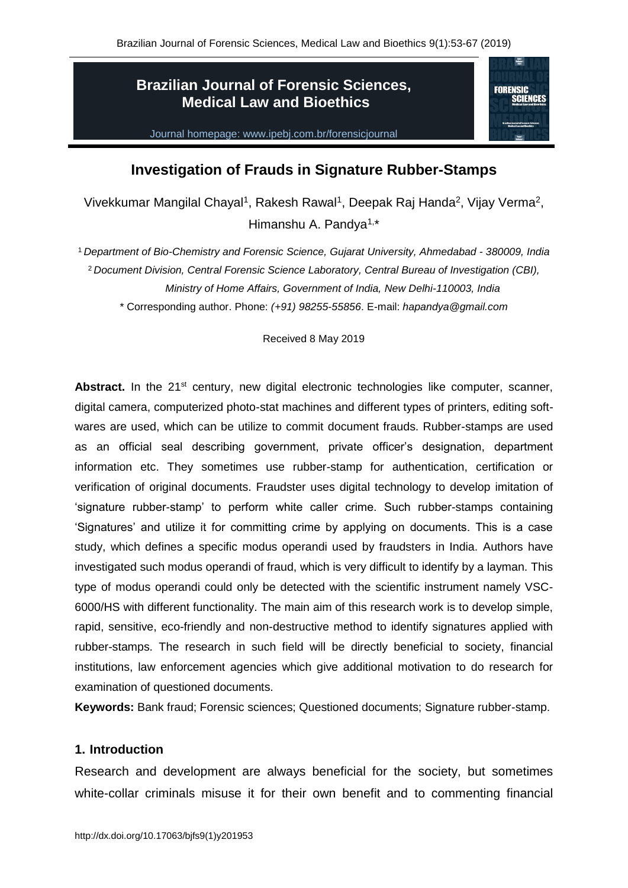# Investigation of Frauds in Signature Rubber-Stamps

Vivekkumar Mangilal Chayal[1], Rakesh Rawal[1], Deepak Raj Handa[2], Vijay Verma[2], Himanshu A. Pandya[1,*]

[1] *Department of Bio-Chemistry and Forensic Science, Gujarat University, Ahmedabad - 380009, India*

[2] *Document Division, Central Forensic Science Laboratory, Central Bureau of Investigation (CBI), Ministry of Home Affairs, Government of India, New Delhi-110003, India*

\* Corresponding author. Phone: *(+91) 98255-55856*. E-mail: *hapandya@gmail.com*

Received 8 May 2019

**Abstract.** In the 21st century, new digital electronic technologies like computer, scanner, digital camera, computerized photo-stat machines and different types of printers, editing soft-wares are used, which can be utilize to commit document frauds. Rubber-stamps are used as an official seal describing government, private officer's designation, department information etc. They sometimes use rubber-stamp for authentication, certification or verification of original documents. Fraudster uses digital technology to develop imitation of 'signature rubber-stamp' to perform white caller crime. Such rubber-stamps containing 'Signatures' and utilize it for committing crime by applying on documents. This is a case study, which defines a specific modus operandi used by fraudsters in India. Authors have investigated such modus operandi of fraud, which is very difficult to identify by a layman. This type of modus operandi could only be detected with the scientific instrument namely VSC-6000/HS with different functionality. The main aim of this research work is to develop simple, rapid, sensitive, eco-friendly and non-destructive method to identify signatures applied with rubber-stamps. The research in such field will be directly beneficial to society, financial institutions, law enforcement agencies which give additional motivation to do research for examination of questioned documents.

**Keywords:** Bank fraud; Forensic sciences; Questioned documents; Signature rubber-stamp.

## 1. Introduction

Research and development are always beneficial for the society, but sometimes white-collar criminals misuse it for their own benefit and to commenting financial

http://dx.doi.org/10.17063/bjfs9(1)y201953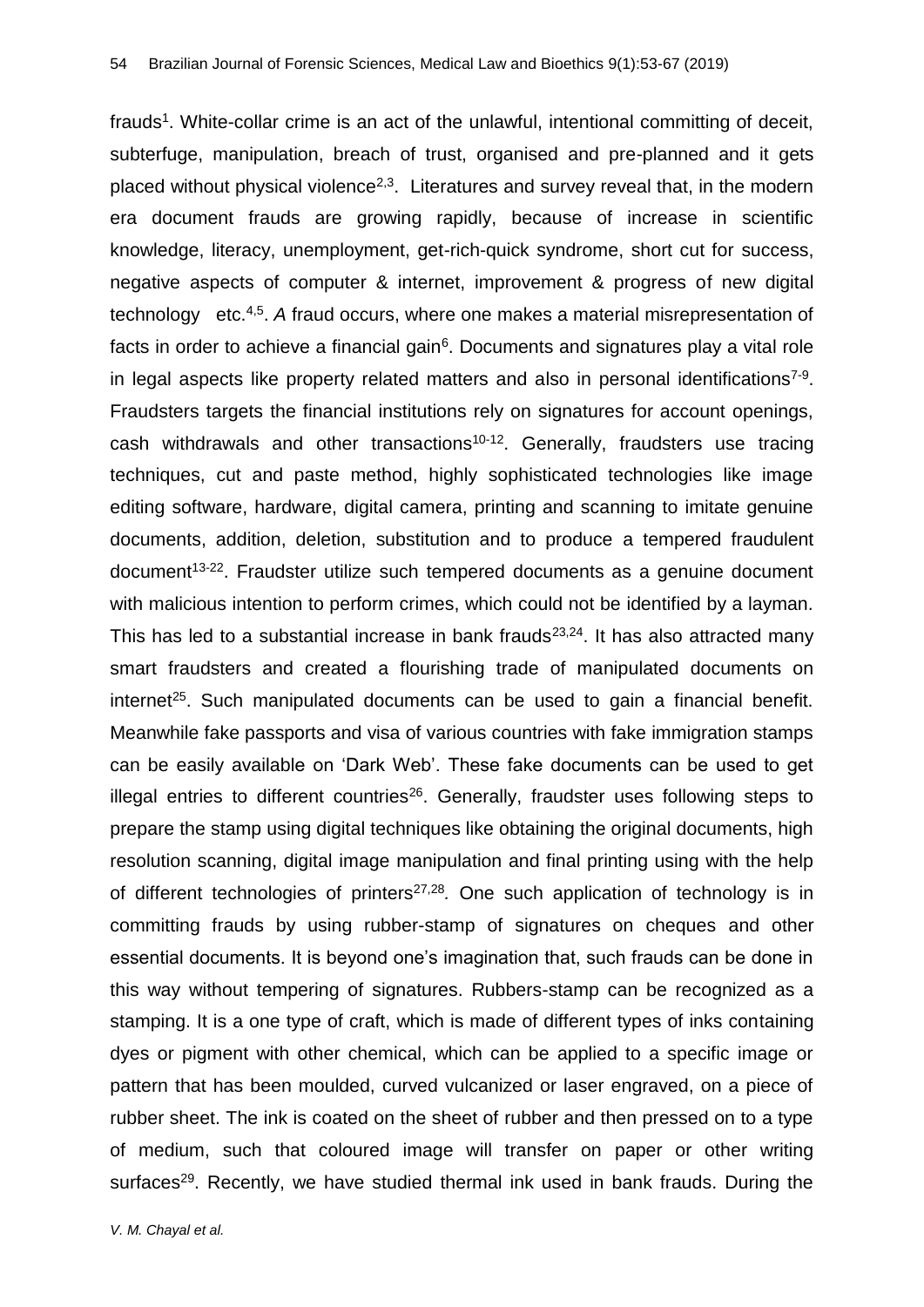frauds[1]. White-collar crime is an act of the unlawful, intentional committing of deceit, subterfuge, manipulation, breach of trust, organised and pre-planned and it gets placed without physical violence[2,3]. Literatures and survey reveal that, in the modern era document frauds are growing rapidly, because of increase in scientific knowledge, literacy, unemployment, get-rich-quick syndrome, short cut for success, negative aspects of computer & internet, improvement & progress of new digital technology etc.[4,5]. *A* fraud occurs, where one makes a material misrepresentation of facts in order to achieve a financial gain[6]. Documents and signatures play a vital role in legal aspects like property related matters and also in personal identifications[7-9]. Fraudsters targets the financial institutions rely on signatures for account openings, cash withdrawals and other transactions[10-12]. Generally, fraudsters use tracing techniques, cut and paste method, highly sophisticated technologies like image editing software, hardware, digital camera, printing and scanning to imitate genuine documents, addition, deletion, substitution and to produce a tempered fraudulent document[13-22]. Fraudster utilize such tempered documents as a genuine document with malicious intention to perform crimes, which could not be identified by a layman. This has led to a substantial increase in bank frauds[23,24]. It has also attracted many smart fraudsters and created a flourishing trade of manipulated documents on internet[25]. Such manipulated documents can be used to gain a financial benefit. Meanwhile fake passports and visa of various countries with fake immigration stamps can be easily available on 'Dark Web'. These fake documents can be used to get illegal entries to different countries[26]. Generally, fraudster uses following steps to prepare the stamp using digital techniques like obtaining the original documents, high resolution scanning, digital image manipulation and final printing using with the help of different technologies of printers[27,28]. One such application of technology is in committing frauds by using rubber-stamp of signatures on cheques and other essential documents. It is beyond one's imagination that, such frauds can be done in this way without tempering of signatures. Rubbers-stamp can be recognized as a stamping. It is a one type of craft, which is made of different types of inks containing dyes or pigment with other chemical, which can be applied to a specific image or pattern that has been moulded, curved vulcanized or laser engraved, on a piece of rubber sheet. The ink is coated on the sheet of rubber and then pressed on to a type of medium, such that coloured image will transfer on paper or other writing surfaces[29]. Recently, we have studied thermal ink used in bank frauds. During the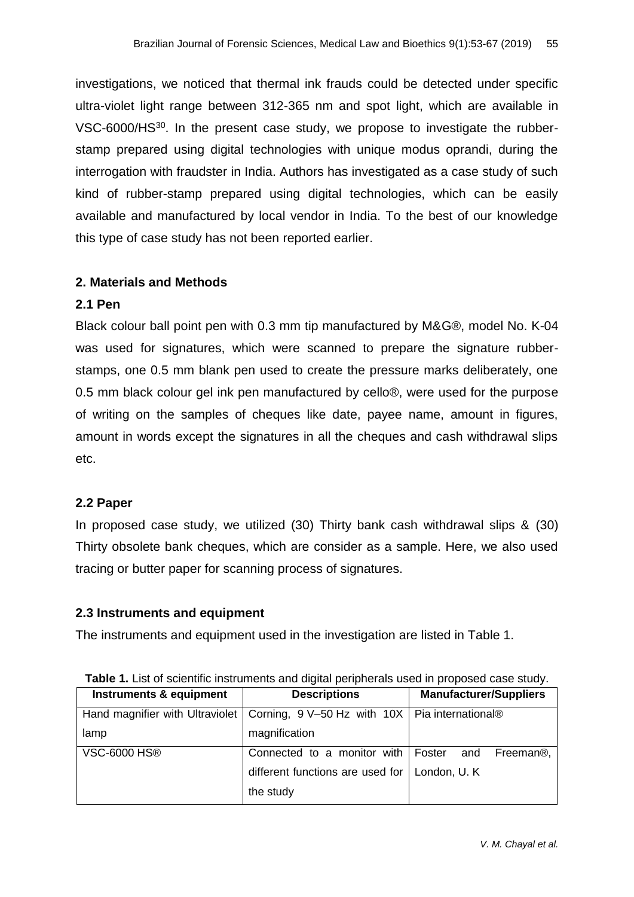investigations, we noticed that thermal ink frauds could be detected under specific ultra-violet light range between 312-365 nm and spot light, which are available in VSC-6000/HS[30]. In the present case study, we propose to investigate the rubber-stamp prepared using digital technologies with unique modus oprandi, during the interrogation with fraudster in India. Authors has investigated as a case study of such kind of rubber-stamp prepared using digital technologies, which can be easily available and manufactured by local vendor in India. To the best of our knowledge this type of case study has not been reported earlier.

## 2. Materials and Methods

### 2.1 Pen

Black colour ball point pen with 0.3 mm tip manufactured by M&G®, model No. K-04 was used for signatures, which were scanned to prepare the signature rubber-stamps, one 0.5 mm blank pen used to create the pressure marks deliberately, one 0.5 mm black colour gel ink pen manufactured by cello®, were used for the purpose of writing on the samples of cheques like date, payee name, amount in figures, amount in words except the signatures in all the cheques and cash withdrawal slips etc.

### 2.2 Paper

In proposed case study, we utilized (30) Thirty bank cash withdrawal slips & (30) Thirty obsolete bank cheques, which are consider as a sample. Here, we also used tracing or butter paper for scanning process of signatures.

### 2.3 Instruments and equipment

The instruments and equipment used in the investigation are listed in Table 1.

**Table 1.** List of scientific instruments and digital peripherals used in proposed case study.

| Instruments & equipment | Descriptions | Manufacturer/Suppliers |
|---|---|---|
| Hand magnifier with Ultraviolet lamp | Corning, 9 V–50 Hz with 10X magnification | Pia international® |
| VSC-6000 HS® | Connected to a monitor with different functions are used for the study | Foster and Freeman®, London, U. K |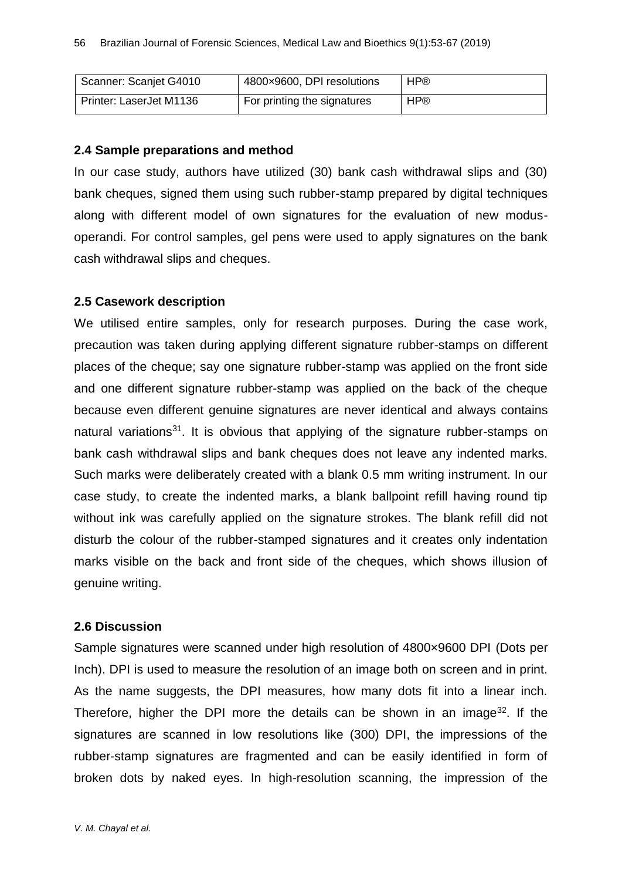| Scanner: Scanjet G4010 | 4800×9600, DPI resolutions | HP® |
| --- | --- | --- |
| Printer: LaserJet M1136 | For printing the signatures | HP® |

### 2.4 Sample preparations and method

In our case study, authors have utilized (30) bank cash withdrawal slips and (30) bank cheques, signed them using such rubber-stamp prepared by digital techniques along with different model of own signatures for the evaluation of new modus-operandi. For control samples, gel pens were used to apply signatures on the bank cash withdrawal slips and cheques.

### 2.5 Casework description

We utilised entire samples, only for research purposes. During the case work, precaution was taken during applying different signature rubber-stamps on different places of the cheque; say one signature rubber-stamp was applied on the front side and one different signature rubber-stamp was applied on the back of the cheque because even different genuine signatures are never identical and always contains natural variations[31]. It is obvious that applying of the signature rubber-stamps on bank cash withdrawal slips and bank cheques does not leave any indented marks. Such marks were deliberately created with a blank 0.5 mm writing instrument. In our case study, to create the indented marks, a blank ballpoint refill having round tip without ink was carefully applied on the signature strokes. The blank refill did not disturb the colour of the rubber-stamped signatures and it creates only indentation marks visible on the back and front side of the cheques, which shows illusion of genuine writing.

### 2.6 Discussion

Sample signatures were scanned under high resolution of 4800×9600 DPI (Dots per Inch). DPI is used to measure the resolution of an image both on screen and in print. As the name suggests, the DPI measures, how many dots fit into a linear inch. Therefore, higher the DPI more the details can be shown in an image[32]. If the signatures are scanned in low resolutions like (300) DPI, the impressions of the rubber-stamp signatures are fragmented and can be easily identified in form of broken dots by naked eyes. In high-resolution scanning, the impression of the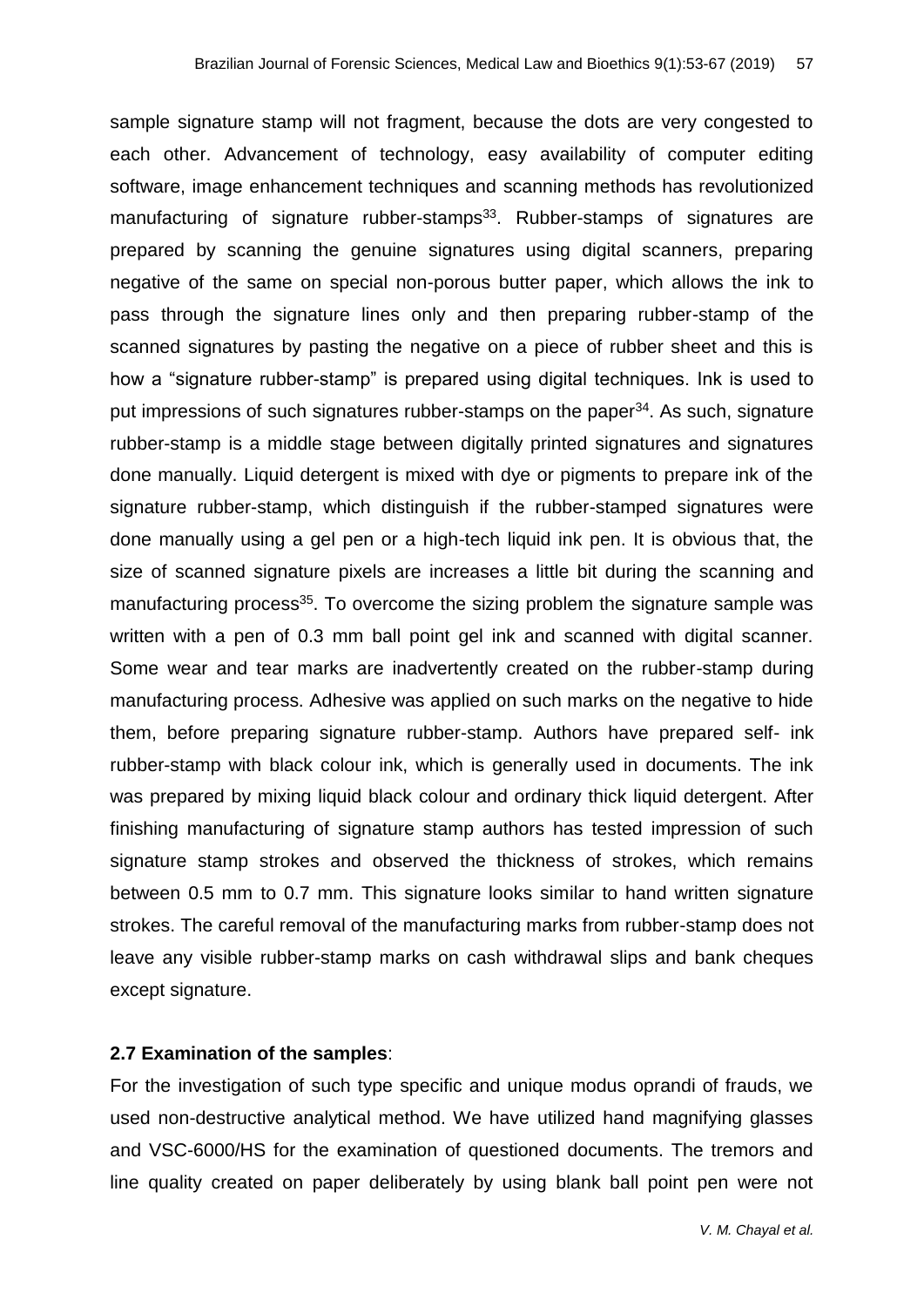sample signature stamp will not fragment, because the dots are very congested to each other. Advancement of technology, easy availability of computer editing software, image enhancement techniques and scanning methods has revolutionized manufacturing of signature rubber-stamps[33]. Rubber-stamps of signatures are prepared by scanning the genuine signatures using digital scanners, preparing negative of the same on special non-porous butter paper, which allows the ink to pass through the signature lines only and then preparing rubber-stamp of the scanned signatures by pasting the negative on a piece of rubber sheet and this is how a "signature rubber-stamp" is prepared using digital techniques. Ink is used to put impressions of such signatures rubber-stamps on the paper[34]. As such, signature rubber-stamp is a middle stage between digitally printed signatures and signatures done manually. Liquid detergent is mixed with dye or pigments to prepare ink of the signature rubber-stamp, which distinguish if the rubber-stamped signatures were done manually using a gel pen or a high-tech liquid ink pen. It is obvious that, the size of scanned signature pixels are increases a little bit during the scanning and manufacturing process[35]. To overcome the sizing problem the signature sample was written with a pen of 0.3 mm ball point gel ink and scanned with digital scanner. Some wear and tear marks are inadvertently created on the rubber-stamp during manufacturing process. Adhesive was applied on such marks on the negative to hide them, before preparing signature rubber-stamp. Authors have prepared self- ink rubber-stamp with black colour ink, which is generally used in documents. The ink was prepared by mixing liquid black colour and ordinary thick liquid detergent. After finishing manufacturing of signature stamp authors has tested impression of such signature stamp strokes and observed the thickness of strokes, which remains between 0.5 mm to 0.7 mm. This signature looks similar to hand written signature strokes. The careful removal of the manufacturing marks from rubber-stamp does not leave any visible rubber-stamp marks on cash withdrawal slips and bank cheques except signature.

### 2.7 Examination of the samples:

For the investigation of such type specific and unique modus oprandi of frauds, we used non-destructive analytical method. We have utilized hand magnifying glasses and VSC-6000/HS for the examination of questioned documents. The tremors and line quality created on paper deliberately by using blank ball point pen were not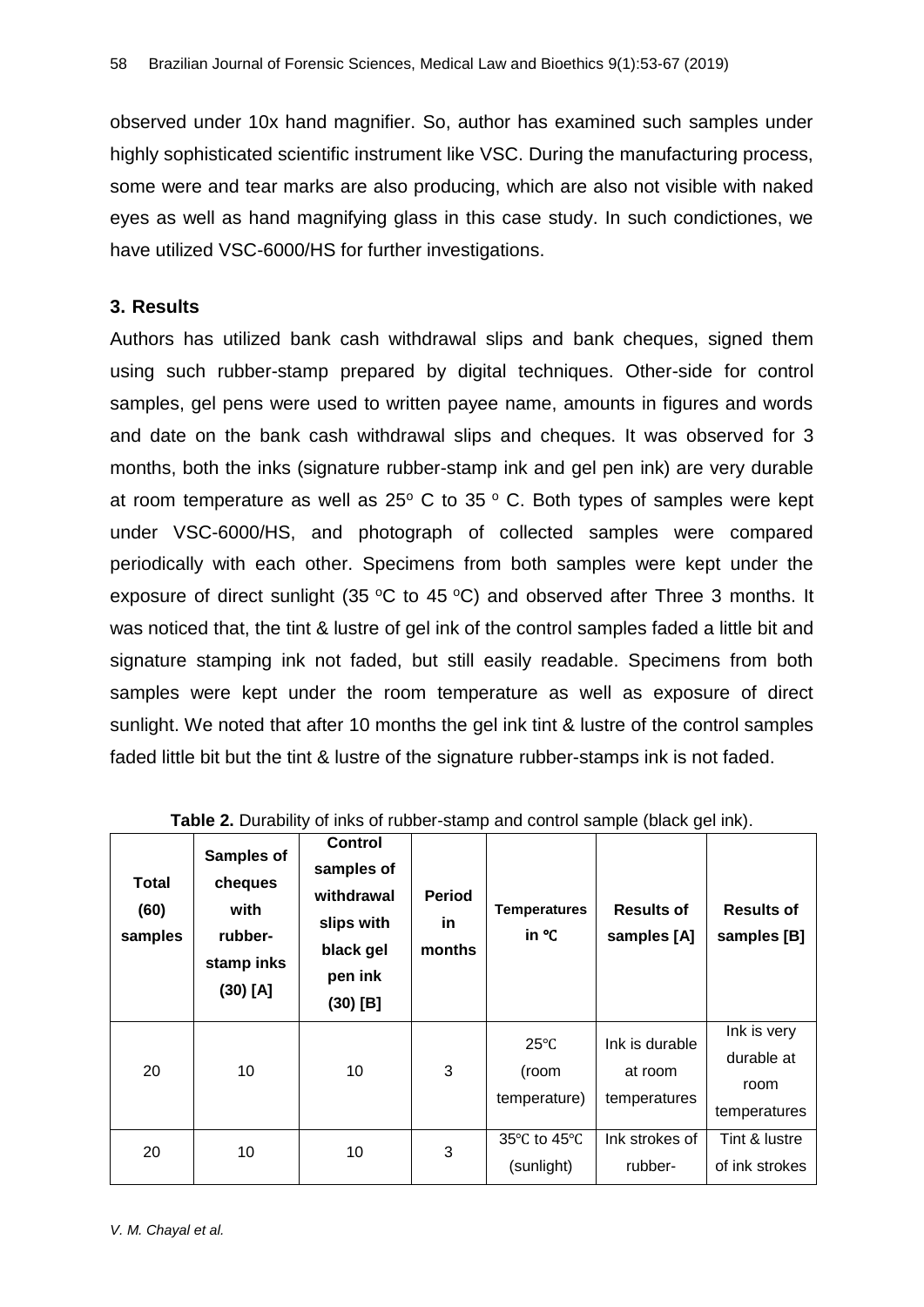observed under 10x hand magnifier. So, author has examined such samples under highly sophisticated scientific instrument like VSC. During the manufacturing process, some were and tear marks are also producing, which are also not visible with naked eyes as well as hand magnifying glass in this case study. In such condictiones, we have utilized VSC-6000/HS for further investigations.

### 3. Results

Authors has utilized bank cash withdrawal slips and bank cheques, signed them using such rubber-stamp prepared by digital techniques. Other-side for control samples, gel pens were used to written payee name, amounts in figures and words and date on the bank cash withdrawal slips and cheques. It was observed for 3 months, both the inks (signature rubber-stamp ink and gel pen ink) are very durable at room temperature as well as 25° C to 35 ° C. Both types of samples were kept under VSC-6000/HS, and photograph of collected samples were compared periodically with each other. Specimens from both samples were kept under the exposure of direct sunlight (35 °C to 45 °C) and observed after Three 3 months. It was noticed that, the tint & lustre of gel ink of the control samples faded a little bit and signature stamping ink not faded, but still easily readable. Specimens from both samples were kept under the room temperature as well as exposure of direct sunlight. We noted that after 10 months the gel ink tint & lustre of the control samples faded little bit but the tint & lustre of the signature rubber-stamps ink is not faded.

**Table 2.** Durability of inks of rubber-stamp and control sample (black gel ink).

| Total (60) samples | Samples of cheques with rubber-stamp inks (30) [A] | Control samples of withdrawal slips with black gel pen ink (30) [B] | Period in months | Temperatures in ℃ | Results of samples [A] | Results of samples [B] |
|---|---|---|---|---|---|---|
| 20 | 10 | 10 | 3 | 25℃ (room temperature) | Ink is durable at room temperatures | Ink is very durable at room temperatures |
| 20 | 10 | 10 | 3 | 35℃ to 45℃ (sunlight) | Ink strokes of rubber- | Tint & lustre of ink strokes |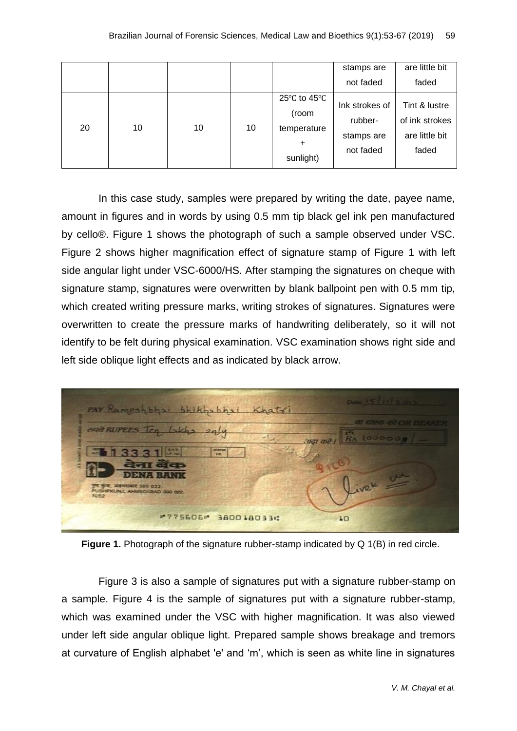|  |  |  |  |  | stamps are not faded | are little bit faded |
|---|---|---|---|---|---|---|
| 20 | 10 | 10 | 10 | 25℃ to 45℃ (room temperature + sunlight) | Ink strokes of rubber-stamps are not faded | Tint & lustre of ink strokes are little bit faded |

In this case study, samples were prepared by writing the date, payee name, amount in figures and in words by using 0.5 mm tip black gel ink pen manufactured by cello®. Figure 1 shows the photograph of such a sample observed under VSC. Figure 2 shows higher magnification effect of signature stamp of Figure 1 with left side angular light under VSC-6000/HS. After stamping the signatures on cheque with signature stamp, signatures were overwritten by blank ballpoint pen with 0.5 mm tip, which created writing pressure marks, writing strokes of signatures. Signatures were overwritten to create the pressure marks of handwriting deliberately, so it will not identify to be felt during physical examination. VSC examination shows right side and left side oblique light effects and as indicated by black arrow.

**Figure 1.** Photograph of the signature rubber-stamp indicated by Q 1(B) in red circle.

Figure 3 is also a sample of signatures put with a signature rubber-stamp on a sample. Figure 4 is the sample of signatures put with a signature rubber-stamp, which was examined under the VSC with higher magnification. It was also viewed under left side angular oblique light. Prepared sample shows breakage and tremors at curvature of English alphabet 'e' and 'm', which is seen as white line in signatures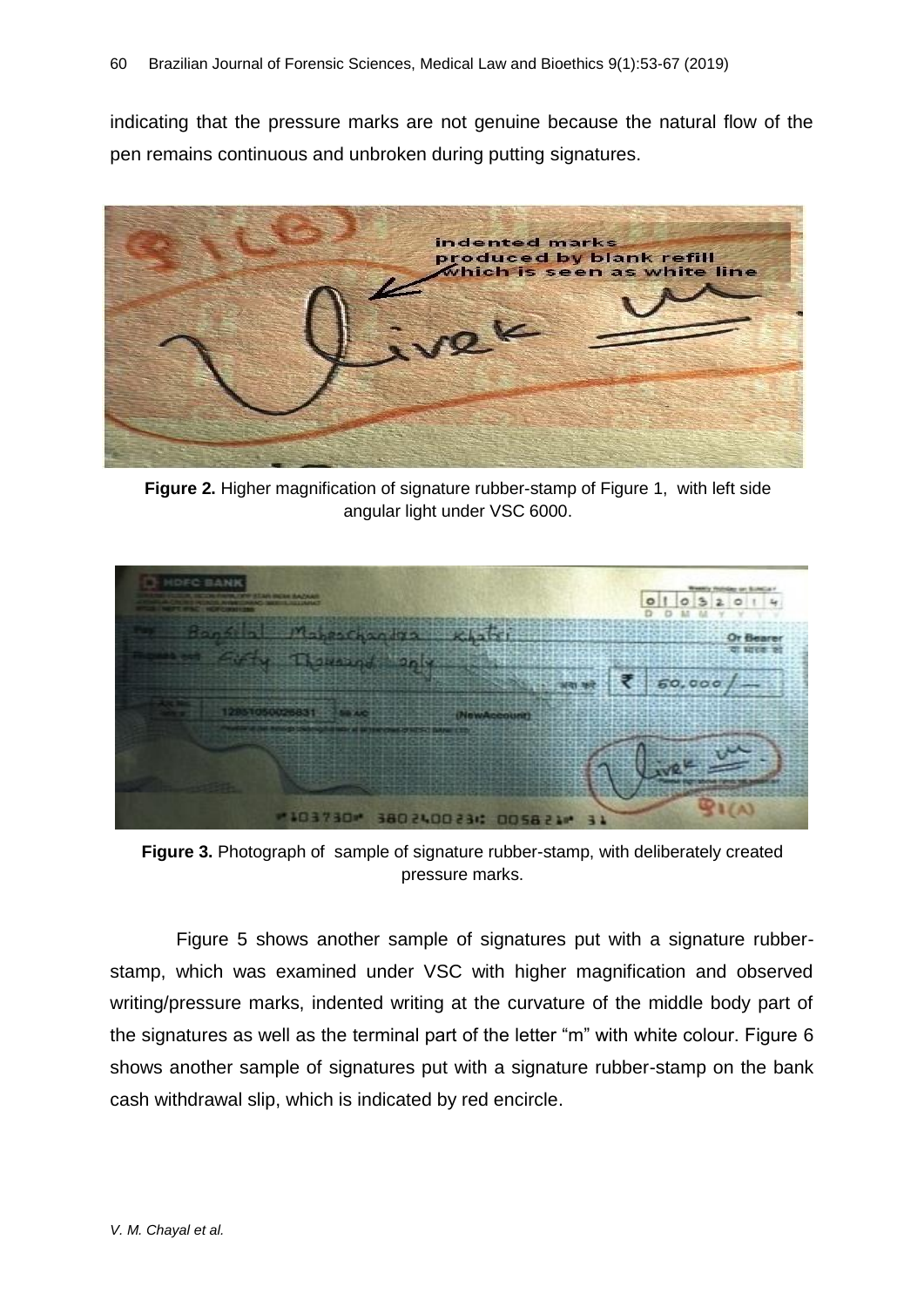indicating that the pressure marks are not genuine because the natural flow of the pen remains continuous and unbroken during putting signatures.

**Figure 2.** Higher magnification of signature rubber-stamp of Figure 1, with left side angular light under VSC 6000.

**Figure 3.** Photograph of sample of signature rubber-stamp, with deliberately created pressure marks.

Figure 5 shows another sample of signatures put with a signature rubber-stamp, which was examined under VSC with higher magnification and observed writing/pressure marks, indented writing at the curvature of the middle body part of the signatures as well as the terminal part of the letter "m" with white colour. Figure 6 shows another sample of signatures put with a signature rubber-stamp on the bank cash withdrawal slip, which is indicated by red encircle.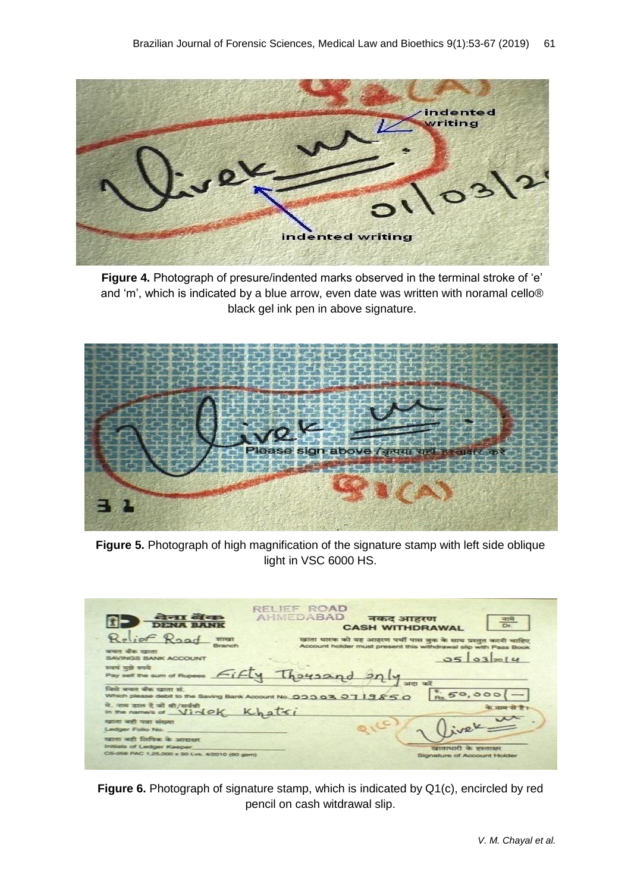**Figure 4.** Photograph of presure/indented marks observed in the terminal stroke of 'e' and 'm', which is indicated by a blue arrow, even date was written with noramal cello® black gel ink pen in above signature.

**Figure 5.** Photograph of high magnification of the signature stamp with left side oblique light in VSC 6000 HS.

**Figure 6.** Photograph of signature stamp, which is indicated by Q1(c), encircled by red pencil on cash witdrawal slip.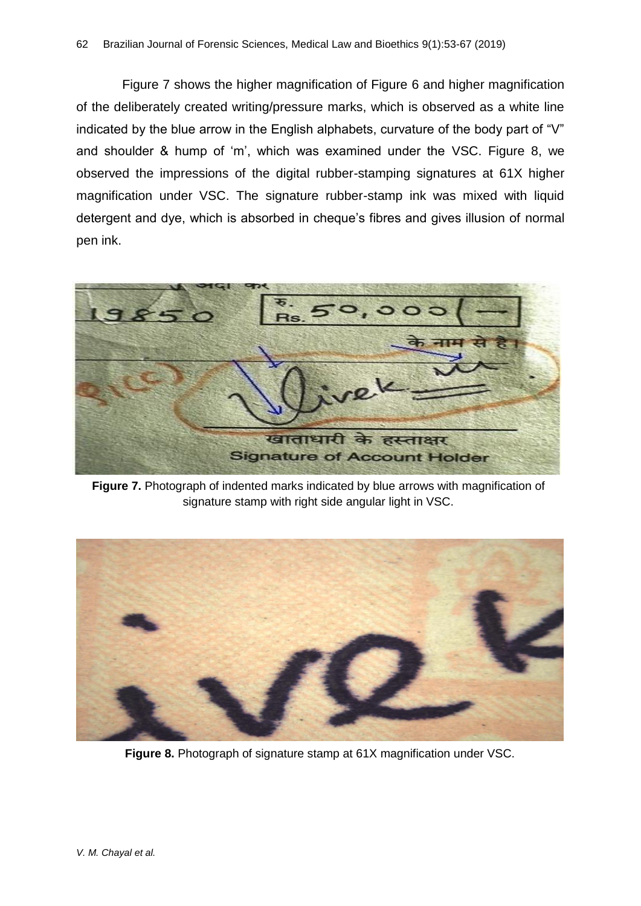Figure 7 shows the higher magnification of Figure 6 and higher magnification of the deliberately created writing/pressure marks, which is observed as a white line indicated by the blue arrow in the English alphabets, curvature of the body part of "V" and shoulder & hump of 'm', which was examined under the VSC. Figure 8, we observed the impressions of the digital rubber-stamping signatures at 61X higher magnification under VSC. The signature rubber-stamp ink was mixed with liquid detergent and dye, which is absorbed in cheque's fibres and gives illusion of normal pen ink.

**Figure 7.** Photograph of indented marks indicated by blue arrows with magnification of signature stamp with right side angular light in VSC.

**Figure 8.** Photograph of signature stamp at 61X magnification under VSC.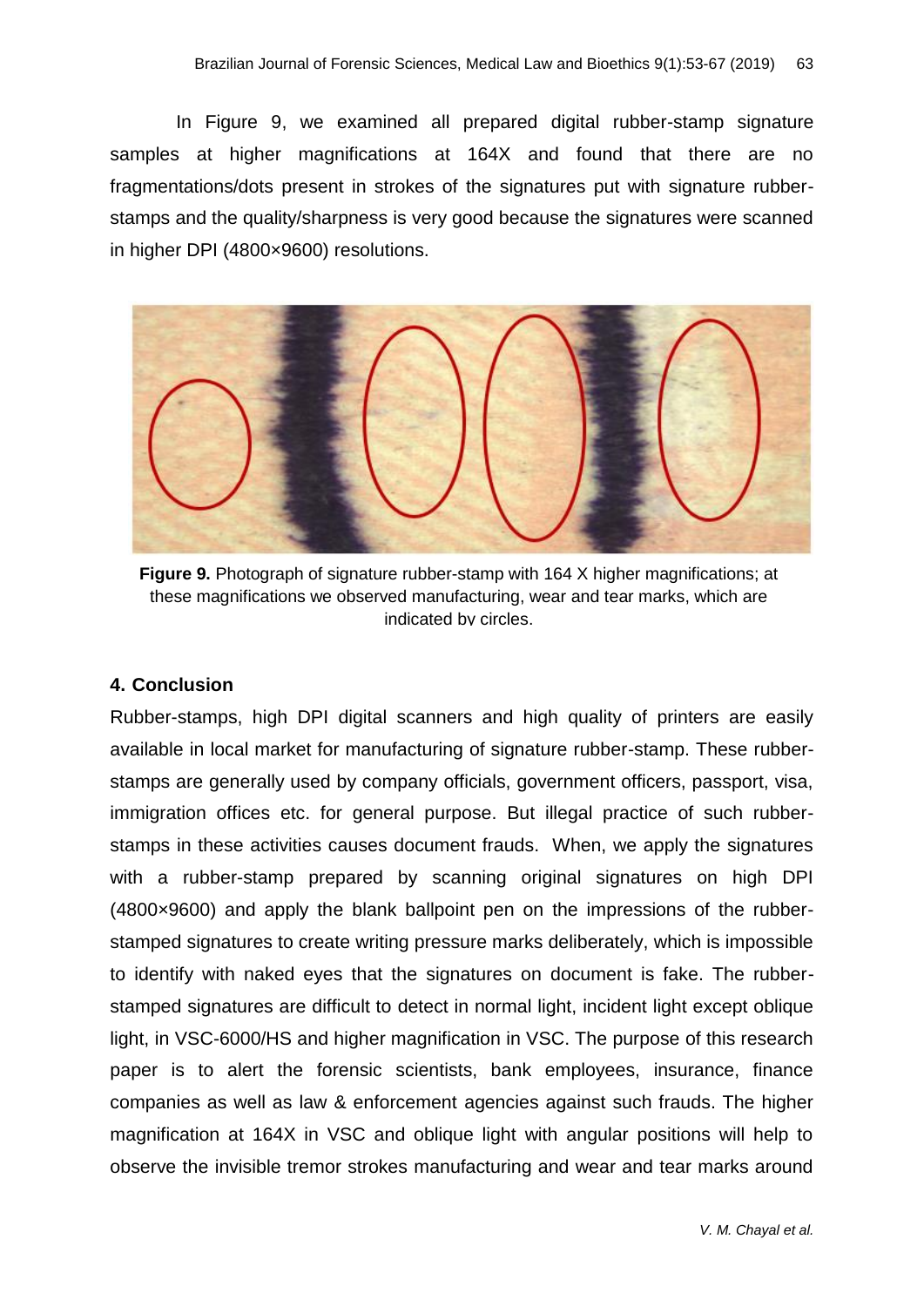In Figure 9, we examined all prepared digital rubber-stamp signature samples at higher magnifications at 164X and found that there are no fragmentations/dots present in strokes of the signatures put with signature rubber-stamps and the quality/sharpness is very good because the signatures were scanned in higher DPI (4800×9600) resolutions.

**Figure 9.** Photograph of signature rubber-stamp with 164 X higher magnifications; at these magnifications we observed manufacturing, wear and tear marks, which are indicated by circles.

## 4. Conclusion

Rubber-stamps, high DPI digital scanners and high quality of printers are easily available in local market for manufacturing of signature rubber-stamp. These rubber-stamps are generally used by company officials, government officers, passport, visa, immigration offices etc. for general purpose. But illegal practice of such rubber-stamps in these activities causes document frauds. When, we apply the signatures with a rubber-stamp prepared by scanning original signatures on high DPI (4800×9600) and apply the blank ballpoint pen on the impressions of the rubber-stamped signatures to create writing pressure marks deliberately, which is impossible to identify with naked eyes that the signatures on document is fake. The rubber-stamped signatures are difficult to detect in normal light, incident light except oblique light, in VSC-6000/HS and higher magnification in VSC. The purpose of this research paper is to alert the forensic scientists, bank employees, insurance, finance companies as well as law & enforcement agencies against such frauds. The higher magnification at 164X in VSC and oblique light with angular positions will help to observe the invisible tremor strokes manufacturing and wear and tear marks around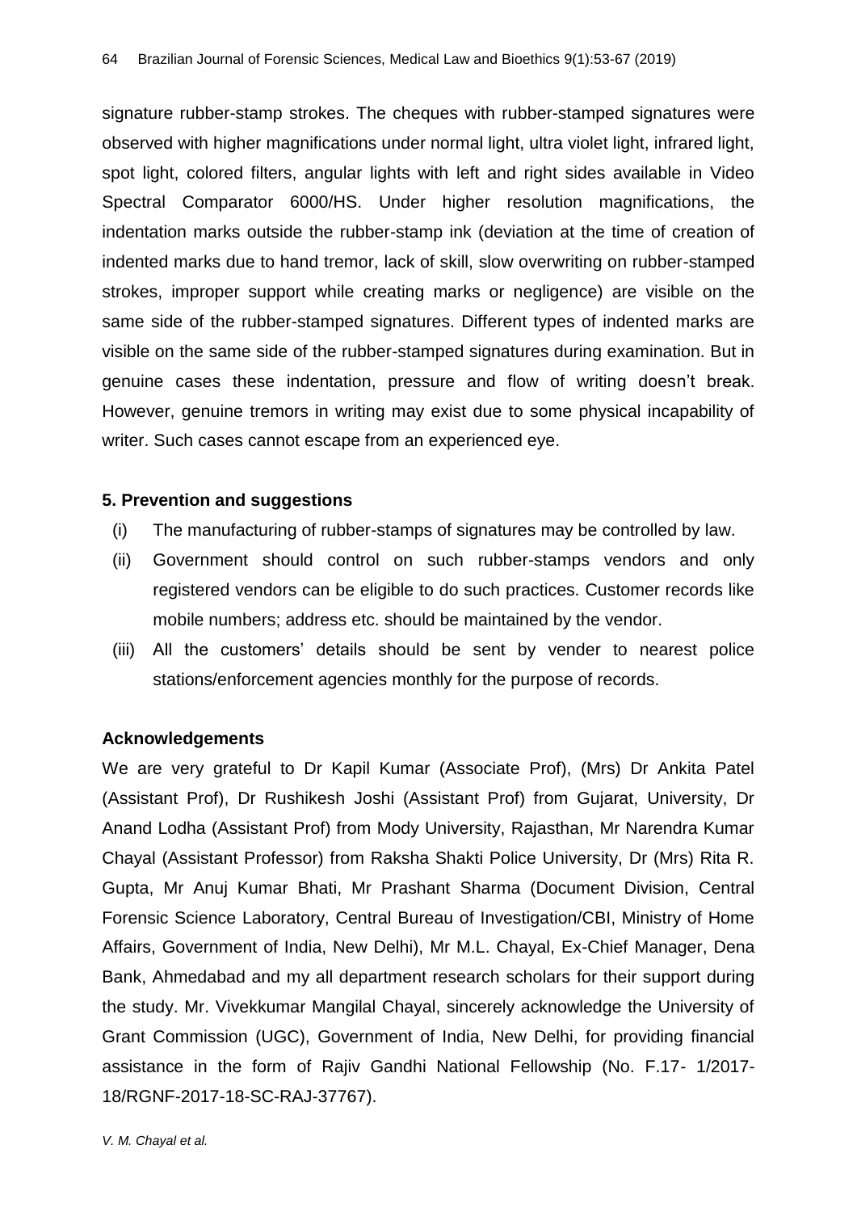signature rubber-stamp strokes. The cheques with rubber-stamped signatures were observed with higher magnifications under normal light, ultra violet light, infrared light, spot light, colored filters, angular lights with left and right sides available in Video Spectral Comparator 6000/HS. Under higher resolution magnifications, the indentation marks outside the rubber-stamp ink (deviation at the time of creation of indented marks due to hand tremor, lack of skill, slow overwriting on rubber-stamped strokes, improper support while creating marks or negligence) are visible on the same side of the rubber-stamped signatures. Different types of indented marks are visible on the same side of the rubber-stamped signatures during examination. But in genuine cases these indentation, pressure and flow of writing doesn't break. However, genuine tremors in writing may exist due to some physical incapability of writer. Such cases cannot escape from an experienced eye.

## 5. Prevention and suggestions

(i) The manufacturing of rubber-stamps of signatures may be controlled by law.

(ii) Government should control on such rubber-stamps vendors and only registered vendors can be eligible to do such practices. Customer records like mobile numbers; address etc. should be maintained by the vendor.

(iii) All the customers' details should be sent by vender to nearest police stations/enforcement agencies monthly for the purpose of records.

## Acknowledgements

We are very grateful to Dr Kapil Kumar (Associate Prof), (Mrs) Dr Ankita Patel (Assistant Prof), Dr Rushikesh Joshi (Assistant Prof) from Gujarat, University, Dr Anand Lodha (Assistant Prof) from Mody University, Rajasthan, Mr Narendra Kumar Chayal (Assistant Professor) from Raksha Shakti Police University, Dr (Mrs) Rita R. Gupta, Mr Anuj Kumar Bhati, Mr Prashant Sharma (Document Division, Central Forensic Science Laboratory, Central Bureau of Investigation/CBI, Ministry of Home Affairs, Government of India, New Delhi), Mr M.L. Chayal, Ex-Chief Manager, Dena Bank, Ahmedabad and my all department research scholars for their support during the study. Mr. Vivekkumar Mangilal Chayal, sincerely acknowledge the University of Grant Commission (UGC), Government of India, New Delhi, for providing financial assistance in the form of Rajiv Gandhi National Fellowship (No. F.17- 1/2017-18/RGNF-2017-18-SC-RAJ-37767).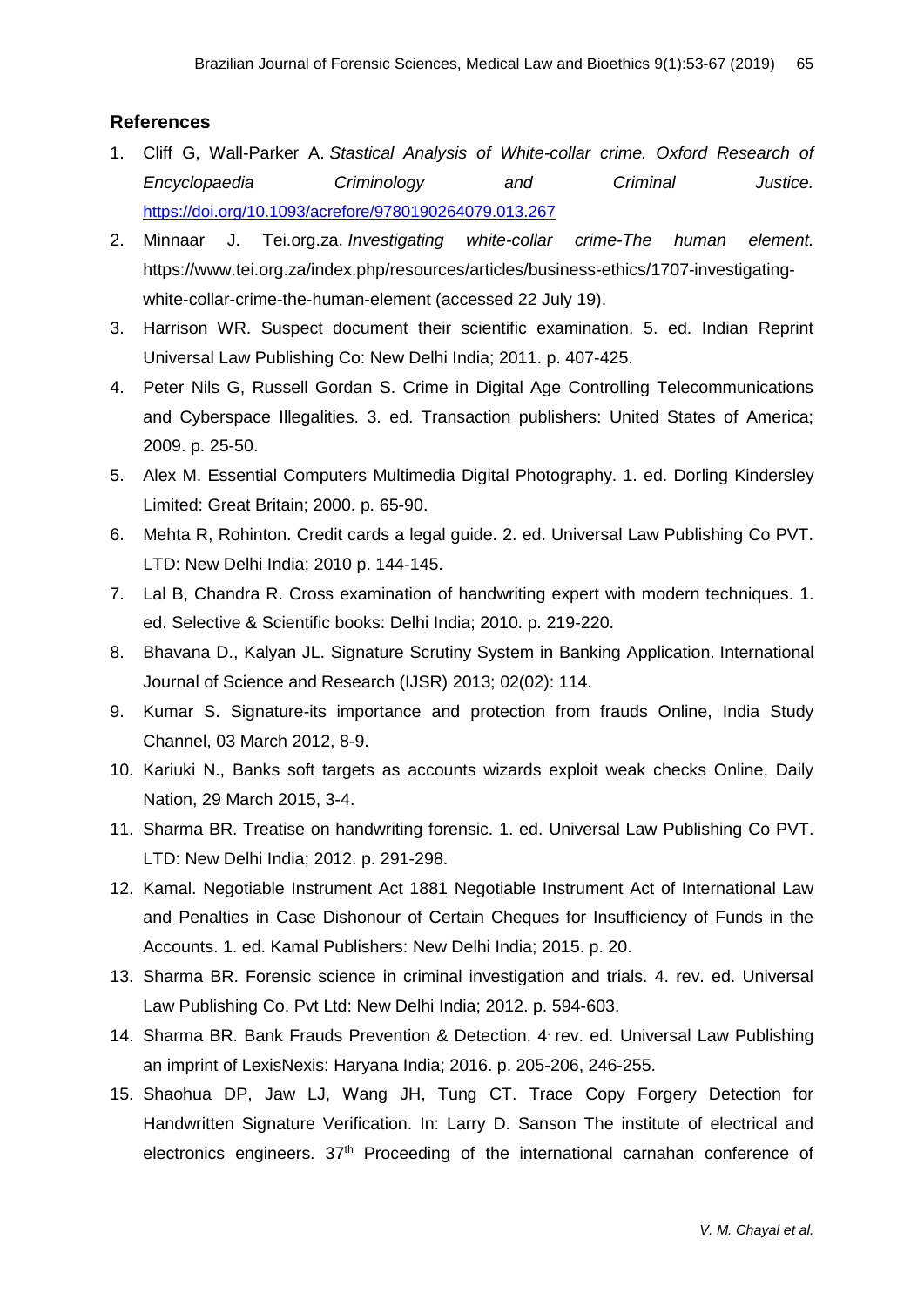## References

1. Cliff G, Wall-Parker A. *Stastical Analysis of White-collar crime. Oxford Research of Encyclopaedia Criminology and Criminal Justice.* https://doi.org/10.1093/acrefore/9780190264079.013.267
2. Minnaar J. Tei.org.za. *Investigating white-collar crime-The human element.* https://www.tei.org.za/index.php/resources/articles/business-ethics/1707-investigating-white-collar-crime-the-human-element (accessed 22 July 19).
3. Harrison WR. Suspect document their scientific examination. 5. ed. Indian Reprint Universal Law Publishing Co: New Delhi India; 2011. p. 407-425.
4. Peter Nils G, Russell Gordan S. Crime in Digital Age Controlling Telecommunications and Cyberspace Illegalities. 3. ed. Transaction publishers: United States of America; 2009. p. 25-50.
5. Alex M. Essential Computers Multimedia Digital Photography. 1. ed. Dorling Kindersley Limited: Great Britain; 2000. p. 65-90.
6. Mehta R, Rohinton. Credit cards a legal guide. 2. ed. Universal Law Publishing Co PVT. LTD: New Delhi India; 2010 p. 144-145.
7. Lal B, Chandra R. Cross examination of handwriting expert with modern techniques. 1. ed. Selective & Scientific books: Delhi India; 2010. p. 219-220.
8. Bhavana D., Kalyan JL. Signature Scrutiny System in Banking Application. International Journal of Science and Research (IJSR) 2013; 02(02): 114.
9. Kumar S. Signature-its importance and protection from frauds Online, India Study Channel, 03 March 2012, 8-9.
10. Kariuki N., Banks soft targets as accounts wizards exploit weak checks Online, Daily Nation, 29 March 2015, 3-4.
11. Sharma BR. Treatise on handwriting forensic. 1. ed. Universal Law Publishing Co PVT. LTD: New Delhi India; 2012. p. 291-298.
12. Kamal. Negotiable Instrument Act 1881 Negotiable Instrument Act of International Law and Penalties in Case Dishonour of Certain Cheques for Insufficiency of Funds in the Accounts. 1. ed. Kamal Publishers: New Delhi India; 2015. p. 20.
13. Sharma BR. Forensic science in criminal investigation and trials. 4. rev. ed. Universal Law Publishing Co. Pvt Ltd: New Delhi India; 2012. p. 594-603.
14. Sharma BR. Bank Frauds Prevention & Detection. 4. rev. ed. Universal Law Publishing an imprint of LexisNexis: Haryana India; 2016. p. 205-206, 246-255.
15. Shaohua DP, Jaw LJ, Wang JH, Tung CT. Trace Copy Forgery Detection for Handwritten Signature Verification. In: Larry D. Sanson The institute of electrical and electronics engineers. 37th Proceeding of the international carnahan conference of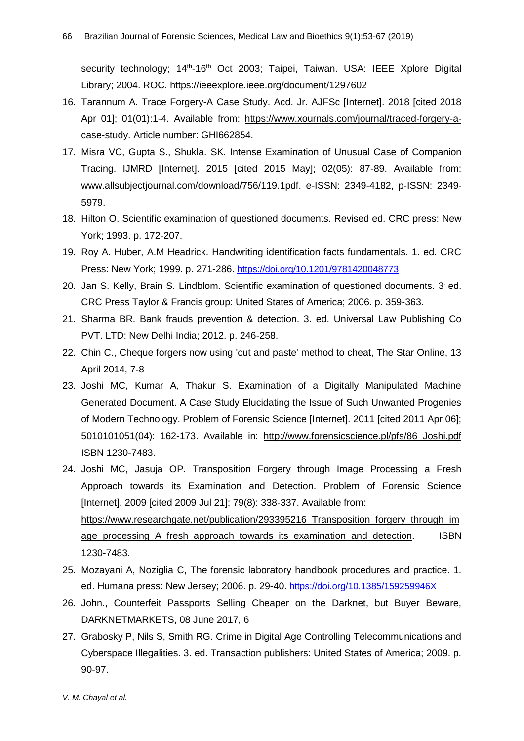security technology; 14th-16th Oct 2003; Taipei, Taiwan. USA: IEEE Xplore Digital Library; 2004. ROC. https://ieeexplore.ieee.org/document/1297602

16. Tarannum A. Trace Forgery-A Case Study. Acd. Jr. AJFSc [Internet]. 2018 [cited 2018 Apr 01]; 01(01):1-4. Available from: https://www.xournals.com/journal/traced-forgery-a-case-study. Article number: GHI662854.
17. Misra VC, Gupta S., Shukla. SK. Intense Examination of Unusual Case of Companion Tracing. IJMRD [Internet]. 2015 [cited 2015 May]; 02(05): 87-89. Available from: www.allsubjectjournal.com/download/756/119.1pdf. e-ISSN: 2349-4182, p-ISSN: 2349-5979.
18. Hilton O. Scientific examination of questioned documents. Revised ed. CRC press: New York; 1993. p. 172-207.
19. Roy A. Huber, A.M Headrick. Handwriting identification facts fundamentals. 1. ed. CRC Press: New York; 1999. p. 271-286. https://doi.org/10.1201/9781420048773
20. Jan S. Kelly, Brain S. Lindblom. Scientific examination of questioned documents. 3. ed. CRC Press Taylor & Francis group: United States of America; 2006. p. 359-363.
21. Sharma BR. Bank frauds prevention & detection. 3. ed. Universal Law Publishing Co PVT. LTD: New Delhi India; 2012. p. 246-258.
22. Chin C., Cheque forgers now using 'cut and paste' method to cheat, The Star Online, 13 April 2014, 7-8
23. Joshi MC, Kumar A, Thakur S. Examination of a Digitally Manipulated Machine Generated Document. A Case Study Elucidating the Issue of Such Unwanted Progenies of Modern Technology. Problem of Forensic Science [Internet]. 2011 [cited 2011 Apr 06]; 5010101051(04): 162-173. Available in: http://www.forensicscience.pl/pfs/86_Joshi.pdf ISBN 1230-7483.
24. Joshi MC, Jasuja OP. Transposition Forgery through Image Processing a Fresh Approach towards its Examination and Detection. Problem of Forensic Science [Internet]. 2009 [cited 2009 Jul 21]; 79(8): 338-337. Available from: https://www.researchgate.net/publication/293395216_Transposition_forgery_through_image_processing_A_fresh_approach_towards_its_examination_and_detection. ISBN 1230-7483.
25. Mozayani A, Noziglia C, The forensic laboratory handbook procedures and practice. 1. ed. Humana press: New Jersey; 2006. p. 29-40. https://doi.org/10.1385/159259946X
26. John., Counterfeit Passports Selling Cheaper on the Darknet, but Buyer Beware, DARKNETMARKETS, 08 June 2017, 6
27. Grabosky P, Nils S, Smith RG. Crime in Digital Age Controlling Telecommunications and Cyberspace Illegalities. 3. ed. Transaction publishers: United States of America; 2009. p. 90-97.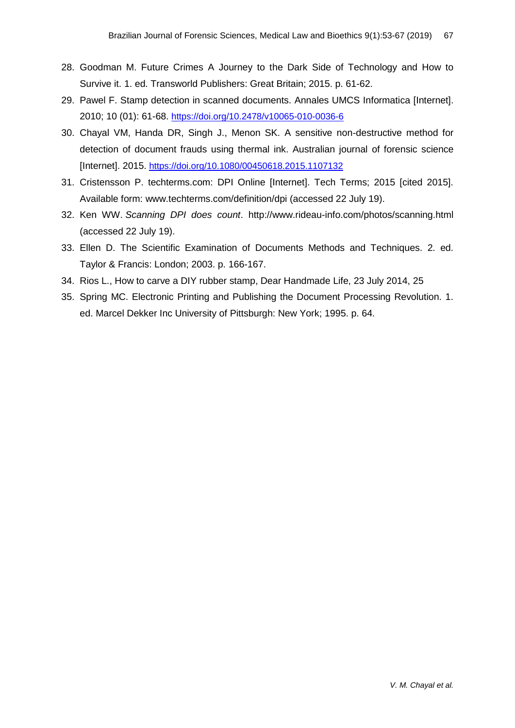28. Goodman M. Future Crimes A Journey to the Dark Side of Technology and How to Survive it. 1. ed. Transworld Publishers: Great Britain; 2015. p. 61-62.
29. Pawel F. Stamp detection in scanned documents. Annales UMCS Informatica [Internet]. 2010; 10 (01): 61-68. https://doi.org/10.2478/v10065-010-0036-6
30. Chayal VM, Handa DR, Singh J., Menon SK. A sensitive non-destructive method for detection of document frauds using thermal ink. Australian journal of forensic science [Internet]. 2015. https://doi.org/10.1080/00450618.2015.1107132
31. Cristensson P. techterms.com: DPI Online [Internet]. Tech Terms; 2015 [cited 2015]. Available form: www.techterms.com/definition/dpi (accessed 22 July 19).
32. Ken WW. *Scanning DPI does count*. http://www.rideau-info.com/photos/scanning.html (accessed 22 July 19).
33. Ellen D. The Scientific Examination of Documents Methods and Techniques. 2. ed. Taylor & Francis: London; 2003. p. 166-167.
34. Rios L., How to carve a DIY rubber stamp, Dear Handmade Life, 23 July 2014, 25
35. Spring MC. Electronic Printing and Publishing the Document Processing Revolution. 1. ed. Marcel Dekker Inc University of Pittsburgh: New York; 1995. p. 64.